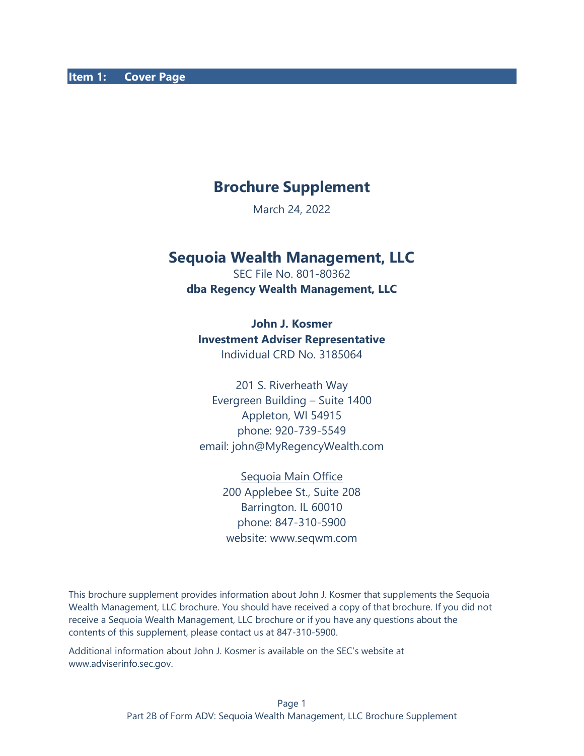## Item 1: Cover Page

# Brochure Supplement

March 24, 2022

# Sequoia Wealth Management, LLC

SEC File No. 801-80362

**dba Regency Wealth Management, LLC**

**John J. Kosmer**

**Investment Adviser Representative**

Individual CRD No. 3185064

201 S. Riverheath Way
Evergreen Building – Suite 1400
Appleton, WI 54915
phone: 920-739-5549
email: john@MyRegencyWealth.com

Sequoia Main Office
200 Applebee St., Suite 208
Barrington. IL 60010
phone: 847-310-5900
website: www.seqwm.com

This brochure supplement provides information about John J. Kosmer that supplements the Sequoia Wealth Management, LLC brochure. You should have received a copy of that brochure. If you did not receive a Sequoia Wealth Management, LLC brochure or if you have any questions about the contents of this supplement, please contact us at 847-310-5900.

Additional information about John J. Kosmer is available on the SEC's website at www.adviserinfo.sec.gov.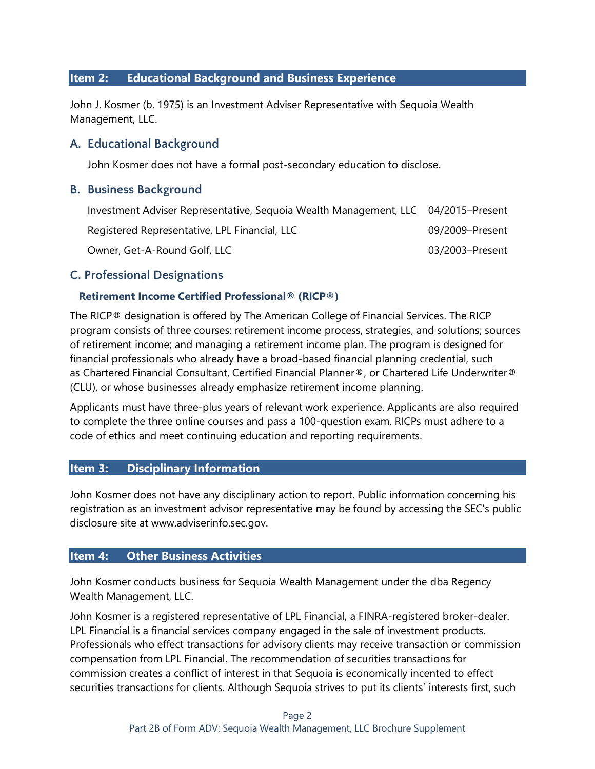## Item 2: Educational Background and Business Experience

John J. Kosmer (b. 1975) is an Investment Adviser Representative with Sequoia Wealth Management, LLC.

### A. Educational Background

John Kosmer does not have a formal post-secondary education to disclose.

### B. Business Background

| | |
|---|---|
| Investment Adviser Representative, Sequoia Wealth Management, LLC | 04/2015–Present |
| Registered Representative, LPL Financial, LLC | 09/2009–Present |
| Owner, Get-A-Round Golf, LLC | 03/2003–Present |

### C. Professional Designations

**Retirement Income Certified Professional® (RICP®)**

The RICP® designation is offered by The American College of Financial Services. The RICP program consists of three courses: retirement income process, strategies, and solutions; sources of retirement income; and managing a retirement income plan. The program is designed for financial professionals who already have a broad-based financial planning credential, such as Chartered Financial Consultant, Certified Financial Planner®, or Chartered Life Underwriter® (CLU), or whose businesses already emphasize retirement income planning.

Applicants must have three-plus years of relevant work experience. Applicants are also required to complete the three online courses and pass a 100-question exam. RICPs must adhere to a code of ethics and meet continuing education and reporting requirements.

## Item 3: Disciplinary Information

John Kosmer does not have any disciplinary action to report. Public information concerning his registration as an investment advisor representative may be found by accessing the SEC's public disclosure site at www.adviserinfo.sec.gov.

## Item 4: Other Business Activities

John Kosmer conducts business for Sequoia Wealth Management under the dba Regency Wealth Management, LLC.

John Kosmer is a registered representative of LPL Financial, a FINRA-registered broker-dealer. LPL Financial is a financial services company engaged in the sale of investment products. Professionals who effect transactions for advisory clients may receive transaction or commission compensation from LPL Financial. The recommendation of securities transactions for commission creates a conflict of interest in that Sequoia is economically incented to effect securities transactions for clients. Although Sequoia strives to put its clients' interests first, such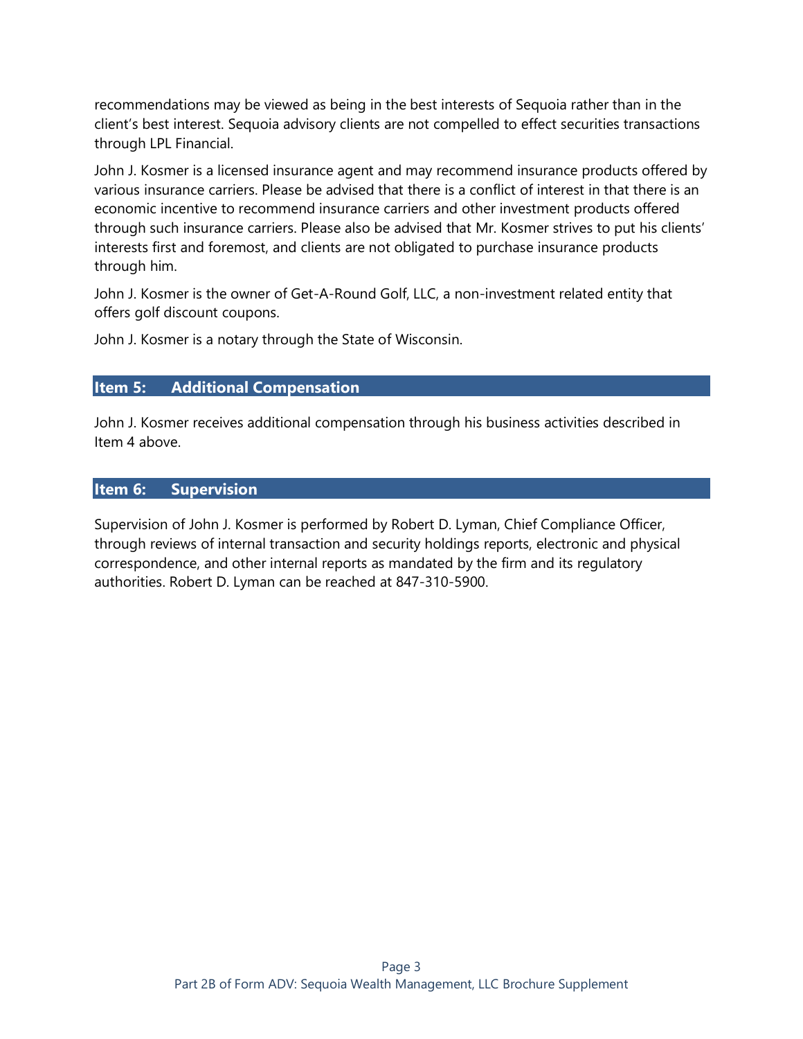recommendations may be viewed as being in the best interests of Sequoia rather than in the client's best interest. Sequoia advisory clients are not compelled to effect securities transactions through LPL Financial.

John J. Kosmer is a licensed insurance agent and may recommend insurance products offered by various insurance carriers. Please be advised that there is a conflict of interest in that there is an economic incentive to recommend insurance carriers and other investment products offered through such insurance carriers. Please also be advised that Mr. Kosmer strives to put his clients' interests first and foremost, and clients are not obligated to purchase insurance products through him.

John J. Kosmer is the owner of Get-A-Round Golf, LLC, a non-investment related entity that offers golf discount coupons.

John J. Kosmer is a notary through the State of Wisconsin.

## Item 5: Additional Compensation

John J. Kosmer receives additional compensation through his business activities described in Item 4 above.

## Item 6: Supervision

Supervision of John J. Kosmer is performed by Robert D. Lyman, Chief Compliance Officer, through reviews of internal transaction and security holdings reports, electronic and physical correspondence, and other internal reports as mandated by the firm and its regulatory authorities. Robert D. Lyman can be reached at 847-310-5900.